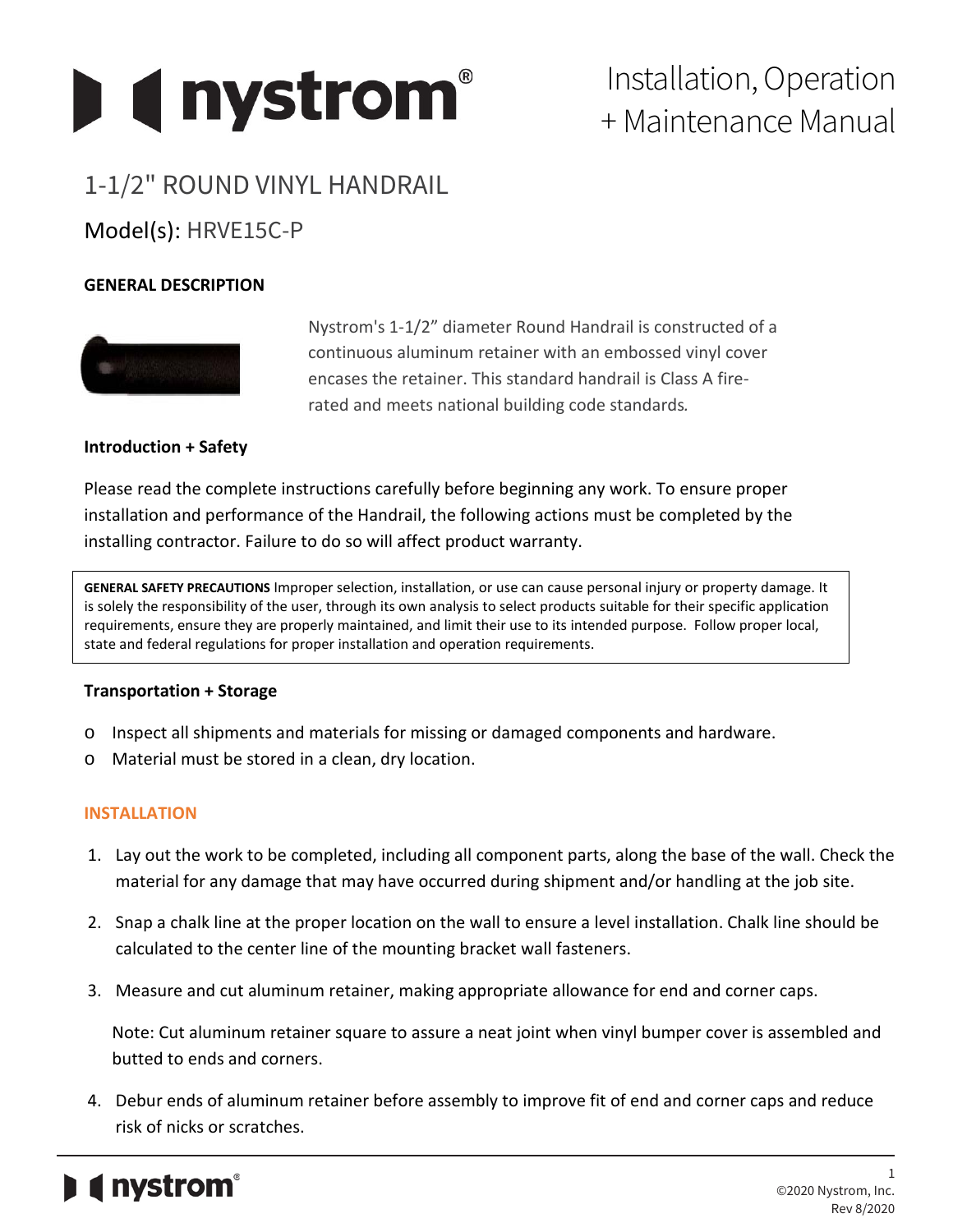# nystrom®

Installation, Operation + Maintenance Manual

## 1-1/2" ROUND VINYL HANDRAIL

Model(s): HRVE15C-P

### GENERAL DESCRIPTION

Nystrom's 1-1/2" diameter Round Handrail is constructed of a continuous aluminum retainer with an embossed vinyl cover encases the retainer. This standard handrail is Class A fire-rated and meets national building code standards.

### Introduction + Safety

Please read the complete instructions carefully before beginning any work. To ensure proper installation and performance of the Handrail, the following actions must be completed by the installing contractor. Failure to do so will affect product warranty.

**GENERAL SAFETY PRECAUTIONS** Improper selection, installation, or use can cause personal injury or property damage. It is solely the responsibility of the user, through its own analysis to select products suitable for their specific application requirements, ensure they are properly maintained, and limit their use to its intended purpose. Follow proper local, state and federal regulations for proper installation and operation requirements.

### Transportation + Storage

- Inspect all shipments and materials for missing or damaged components and hardware.
- Material must be stored in a clean, dry location.

### INSTALLATION

1. Lay out the work to be completed, including all component parts, along the base of the wall. Check the material for any damage that may have occurred during shipment and/or handling at the job site.

2. Snap a chalk line at the proper location on the wall to ensure a level installation. Chalk line should be calculated to the center line of the mounting bracket wall fasteners.

3. Measure and cut aluminum retainer, making appropriate allowance for end and corner caps.

   Note: Cut aluminum retainer square to assure a neat joint when vinyl bumper cover is assembled and butted to ends and corners.

4. Debur ends of aluminum retainer before assembly to improve fit of end and corner caps and reduce risk of nicks or scratches.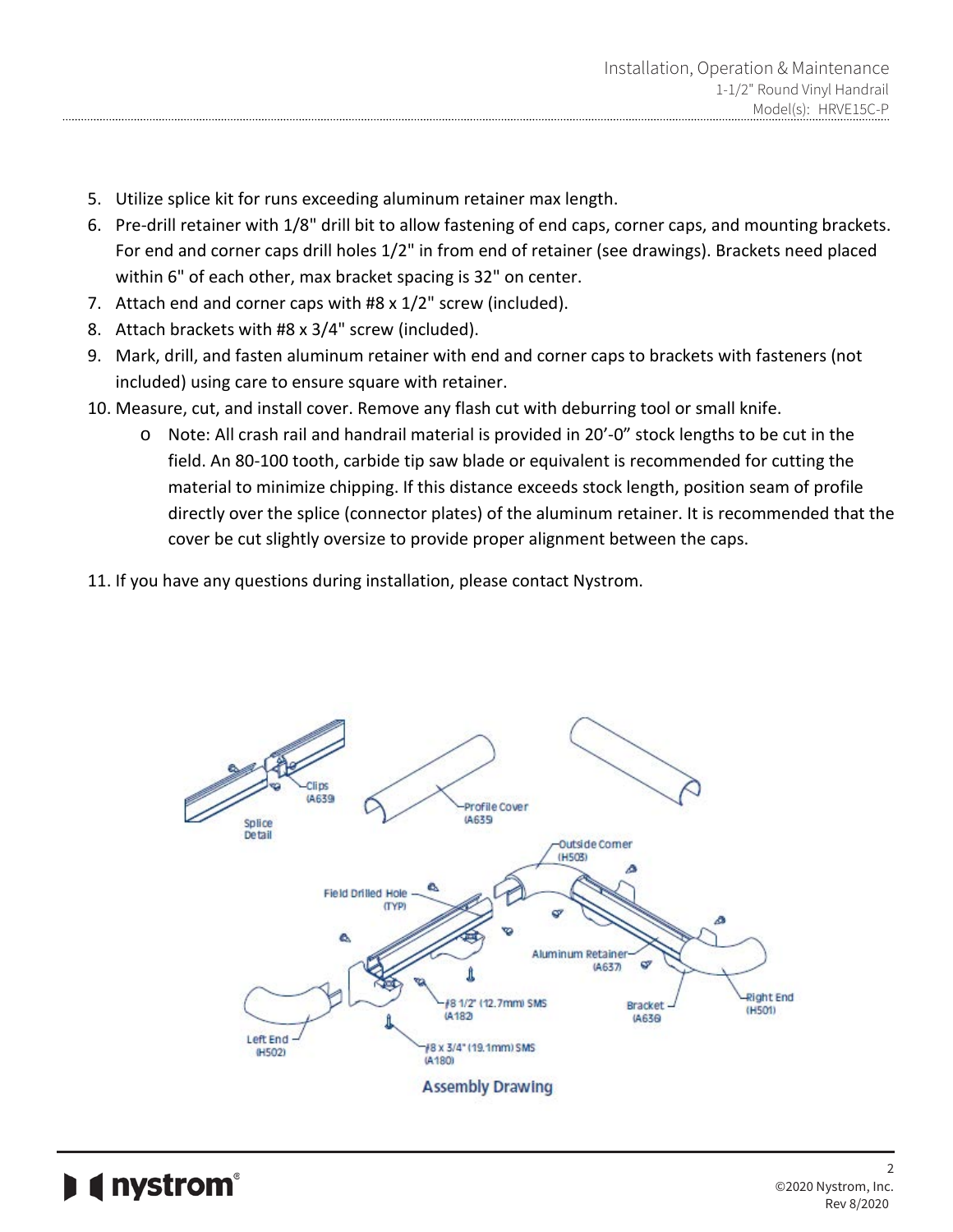5. Utilize splice kit for runs exceeding aluminum retainer max length.
6. Pre-drill retainer with 1/8" drill bit to allow fastening of end caps, corner caps, and mounting brackets. For end and corner caps drill holes 1/2" in from end of retainer (see drawings). Brackets need placed within 6" of each other, max bracket spacing is 32" on center.
7. Attach end and corner caps with #8 x 1/2" screw (included).
8. Attach brackets with #8 x 3/4" screw (included).
9. Mark, drill, and fasten aluminum retainer with end and corner caps to brackets with fasteners (not included) using care to ensure square with retainer.
10. Measure, cut, and install cover. Remove any flash cut with deburring tool or small knife.
    - Note: All crash rail and handrail material is provided in 20'-0" stock lengths to be cut in the field. An 80-100 tooth, carbide tip saw blade or equivalent is recommended for cutting the material to minimize chipping. If this distance exceeds stock length, position seam of profile directly over the splice (connector plates) of the aluminum retainer. It is recommended that the cover be cut slightly oversize to provide proper alignment between the caps.
11. If you have any questions during installation, please contact Nystrom.

Splice Detail

Clips (A639)

Profile Cover (A635)

Outside Corner (H503)

Field Drilled Hole (TYP)

Aluminum Retainer (A637)

#8 1/2" (12.7mm) SMS (A182)

Bracket (A636)

Right End (H501)

Left End (H502)

#8 x 3/4" (19.1mm) SMS (A180)

**Assembly Drawing**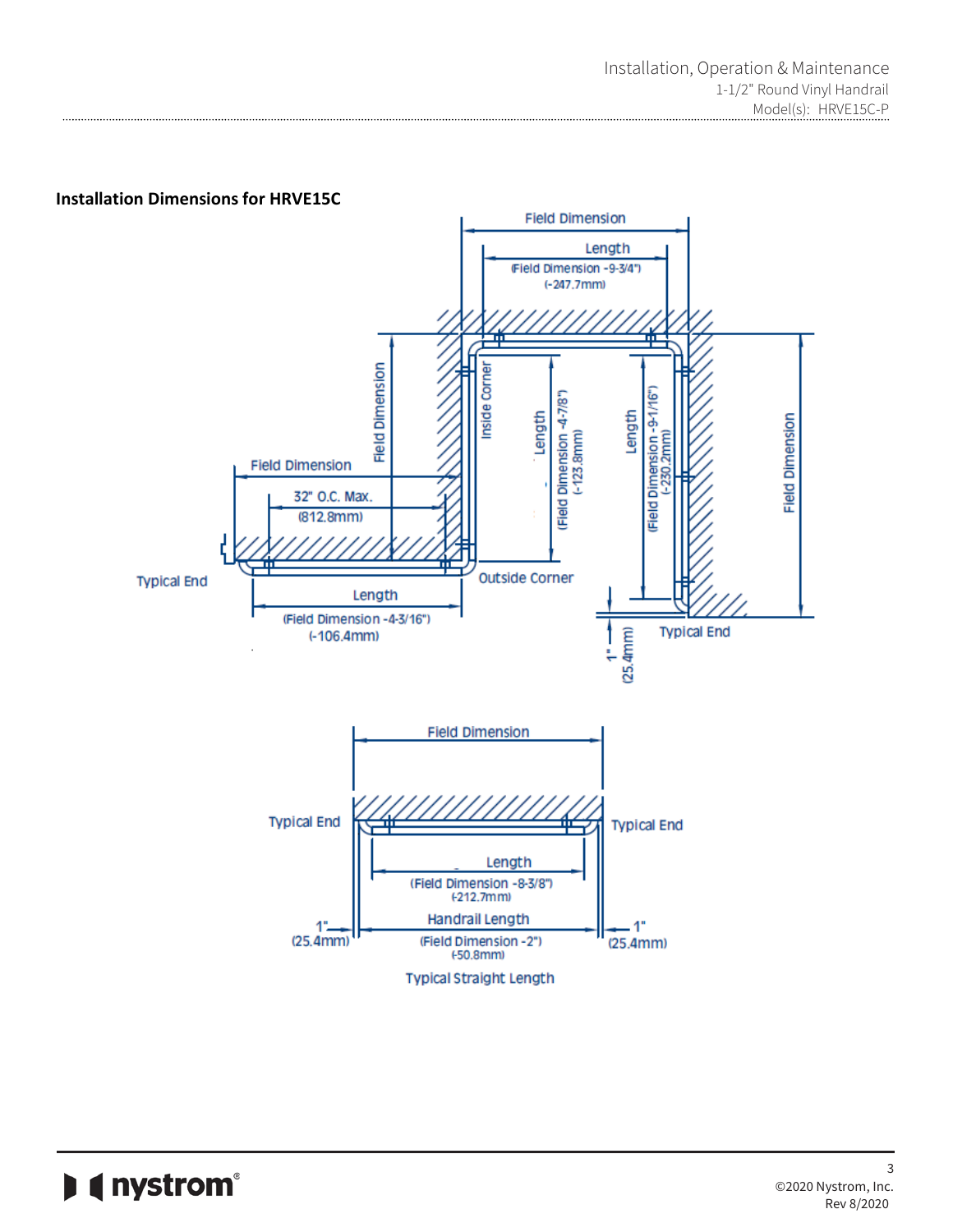## Installation Dimensions for HRVE15C

Field Dimension

Length
(Field Dimension -9-3/4")
(-247.7mm)

Field Dimension

Inside Corner

Length
(Field Dimension -4-7/8")
(-123.8mm)

Length
(Field Dimension -9-1/16")
(-230.2mm)

Field Dimension

Field Dimension

32" O.C. Max.
(812.8mm)

Typical End

Outside Corner

Length
(Field Dimension -4-3/16")
(-106.4mm)

1"
(25.4mm)

Typical End

Field Dimension

Typical End

Typical End

Length
(Field Dimension -8-3/8")
(-212.7mm)

Handrail Length
(Field Dimension -2")
(-50.8mm)

1"
(25.4mm)

1"
(25.4mm)

Typical Straight Length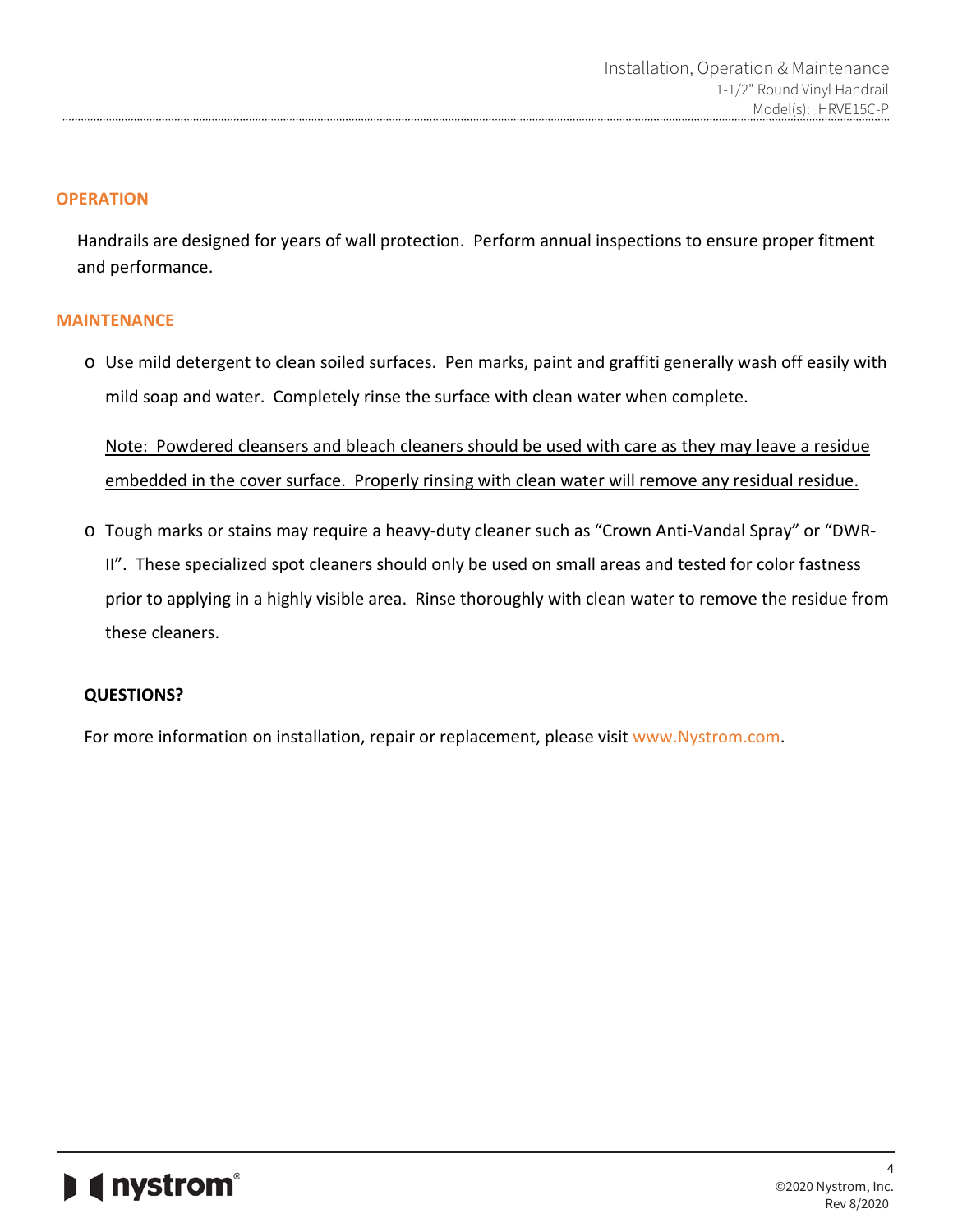## OPERATION

Handrails are designed for years of wall protection. Perform annual inspections to ensure proper fitment and performance.

## MAINTENANCE

- Use mild detergent to clean soiled surfaces. Pen marks, paint and graffiti generally wash off easily with mild soap and water. Completely rinse the surface with clean water when complete.

  <u>Note: Powdered cleansers and bleach cleaners should be used with care as they may leave a residue embedded in the cover surface. Properly rinsing with clean water will remove any residual residue.</u>

- Tough marks or stains may require a heavy-duty cleaner such as "Crown Anti-Vandal Spray" or "DWR-II". These specialized spot cleaners should only be used on small areas and tested for color fastness prior to applying in a highly visible area. Rinse thoroughly with clean water to remove the residue from these cleaners.

**QUESTIONS?**

For more information on installation, repair or replacement, please visit www.Nystrom.com.